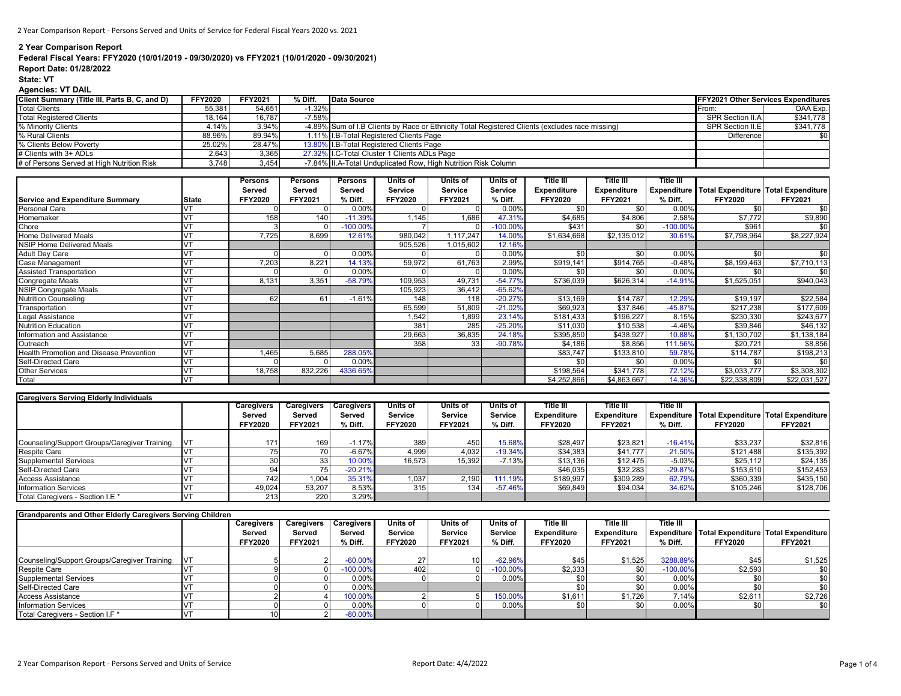## 2 Year Comparison Report

**Federal Fiscal Years: FFY2020 (10/01/2019 - 09/30/2020) vs FFY2021 (10/01/2020 - 09/30/2021)**

**Report Date: 01/28/2022**

**State: VT**

**Agencies: VT DAIL**

| Client Summary (Title III, Parts B, C, and D) | FFY2020 | FFY2021 | % Diff. | Data Source |
|---|---|---|---|---|
| Total Clients | 55,381 | 54,651 | -1.32% | |
| Total Registered Clients | 18,164 | 16,787 | -7.58% | |
| % Minority Clients | 4.14% | 3.94% | -4.89% | Sum of I.B Clients by Race or Ethnicity Total Registered Clients (excludes race missing) |
| % Rural Clients | 88.96% | 89.94% | 1.11% | I.B-Total Registered Clients Page |
| % Clients Below Poverty | 25.02% | 28.47% | 13.80% | I.B-Total Registered Clients Page |
| # Clients with 3+ ADLs | 2,643 | 3,365 | 27.32% | I.C-Total Cluster 1 Clients ADLs Page |
| # of Persons Served at High Nutrition Risk | 3,748 | 3,454 | -7.84% | II.A-Total Unduplicated Row, High Nutrition Risk Column |

| FFY2021 Other Services Expenditures | |
|---|---|
| From: | OAA Exp. |
| SPR Section II.A | $341,778 |
| SPR Section II.E | $341,778 |
| Difference | $0 |

| Service and Expenditure Summary | State | Persons Served FFY2020 | Persons Served FFY2021 | Persons % Diff. | Units of Service FFY2020 | Units of Service FFY2021 | Units of Service % Diff. | Title III Expenditure FFY2020 | Title III Expenditure FFY2021 | Title III Expenditure % Diff. | Total Expenditure FFY2020 | Total Expenditure FFY2021 |
|---|---|---|---|---|---|---|---|---|---|---|---|---|
| Personal Care | VT | 0 | 0 | 0.00% | 0 | 0 | 0.00% | $0 | $0 | 0.00% | $0 | $0 |
| Homemaker | VT | 158 | 140 | -11.39% | 1,145 | 1,686 | 47.31% | $4,685 | $4,806 | 2.58% | $7,772 | $9,890 |
| Chore | VT | 3 | 0 | -100.00% | 7 | 0 | -100.00% | $431 | $0 | -100.00% | $961 | $0 |
| Home Delivered Meals | VT | 7,725 | 8,699 | 12.61% | 980,042 | 1,117,247 | 14.00% | $1,634,668 | $2,135,012 | 30.61% | $7,798,964 | $8,227,924 |
| NSIP Home Delivered Meals | VT | | | | 905,526 | 1,015,602 | 12.16% | | | | | |
| Adult Day Care | VT | 0 | 0 | 0.00% | 0 | 0 | 0.00% | $0 | $0 | 0.00% | $0 | $0 |
| Case Management | VT | 7,203 | 8,221 | 14.13% | 59,972 | 61,763 | 2.99% | $919,141 | $914,765 | -0.48% | $8,199,463 | $7,710,113 |
| Assisted Transportation | VT | 0 | 0 | 0.00% | 0 | 0 | 0.00% | $0 | $0 | 0.00% | $0 | $0 |
| Congregate Meals | VT | 8,131 | 3,351 | -58.79% | 109,953 | 49,731 | -54.77% | $736,039 | $626,314 | -14.91% | $1,525,051 | $940,043 |
| NSIP Congregate Meals | VT | | | | 105,923 | 36,412 | -65.62% | | | | | |
| Nutrition Counseling | VT | 62 | 61 | -1.61% | 148 | 118 | -20.27% | $13,169 | $14,787 | 12.29% | $19,197 | $22,584 |
| Transportation | VT | | | | 65,599 | 51,809 | -21.02% | $69,923 | $37,846 | -45.87% | $217,238 | $177,609 |
| Legal Assistance | VT | | | | 1,542 | 1,899 | 23.14% | $181,433 | $196,227 | 8.15% | $230,330 | $243,677 |
| Nutrition Education | VT | | | | 381 | 285 | -25.20% | $11,030 | $10,538 | -4.46% | $39,846 | $46,132 |
| Information and Assistance | VT | | | | 29,663 | 36,835 | 24.18% | $395,850 | $438,927 | 10.88% | $1,130,702 | $1,138,184 |
| Outreach | VT | | | | 358 | 33 | -90.78% | $4,186 | $8,856 | 111.56% | $20,721 | $8,856 |
| Health Promotion and Disease Prevention | VT | 1,465 | 5,685 | 288.05% | | | | $83,747 | $133,810 | 59.78% | $114,787 | $198,213 |
| Self-Directed Care | VT | 0 | 0 | 0.00% | | | | $0 | $0 | 0.00% | $0 | $0 |
| Other Services | VT | 18,758 | 832,226 | 4336.65% | | | | $198,564 | $341,778 | 72.12% | $3,033,777 | $3,308,302 |
| Total | VT | | | | | | | $4,252,866 | $4,863,667 | 14.36% | $22,338,809 | $22,031,527 |

| Caregivers Serving Elderly Individuals | | Caregivers Served FFY2020 | Caregivers Served FFY2021 | Caregivers Served % Diff. | Units of Service FFY2020 | Units of Service FFY2021 | Units of Service % Diff. | Title III Expenditure FFY2020 | Title III Expenditure FFY2021 | Title III Expenditure % Diff. | Total Expenditure FFY2020 | Total Expenditure FFY2021 |
|---|---|---|---|---|---|---|---|---|---|---|---|---|
| Counseling/Support Groups/Caregiver Training | VT | 171 | 169 | -1.17% | 389 | 450 | 15.68% | $28,497 | $23,821 | -16.41% | $33,237 | $32,816 |
| Respite Care | VT | 75 | 70 | -6.67% | 4,999 | 4,032 | -19.34% | $34,383 | $41,777 | 21.50% | $121,488 | $135,392 |
| Supplemental Services | VT | 30 | 33 | 10.00% | 16,573 | 15,392 | -7.13% | $13,136 | $12,475 | -5.03% | $25,112 | $24,135 |
| Self-Directed Care | VT | 94 | 75 | -20.21% | | | | $46,035 | $32,283 | -29.87% | $153,610 | $152,453 |
| Access Assistance | VT | 742 | 1,004 | 35.31% | 1,037 | 2,190 | 111.19% | $189,997 | $309,289 | 62.79% | $360,339 | $435,150 |
| Information Services | VT | 49,024 | 53,207 | 8.53% | 315 | 134 | -57.46% | $69,849 | $94,034 | 34.62% | $105,246 | $128,706 |
| Total Caregivers - Section I.E * | VT | 213 | 220 | 3.29% | | | | | | | | |

| Grandparents and Other Elderly Caregivers Serving Children | | Caregivers Served FFY2020 | Caregivers Served FFY2021 | Caregivers Served % Diff. | Units of Service FFY2020 | Units of Service FFY2021 | Units of Service % Diff. | Title III Expenditure FFY2020 | Title III Expenditure FFY2021 | Title III Expenditure % Diff. | Total Expenditure FFY2020 | Total Expenditure FFY2021 |
|---|---|---|---|---|---|---|---|---|---|---|---|---|
| Counseling/Support Groups/Caregiver Training | VT | 5 | 2 | -60.00% | 27 | 10 | -62.96% | $45 | $1,525 | 3288.89% | $45 | $1,525 |
| Respite Care | VT | 9 | 0 | -100.00% | 402 | 0 | -100.00% | $2,333 | $0 | -100.00% | $2,593 | $0 |
| Supplemental Services | VT | 0 | 0 | 0.00% | 0 | 0 | 0.00% | $0 | $0 | 0.00% | $0 | $0 |
| Self-Directed Care | VT | 0 | 0 | 0.00% | | | | $0 | $0 | 0.00% | $0 | $0 |
| Access Assistance | VT | 2 | 4 | 100.00% | 2 | 5 | 150.00% | $1,611 | $1,726 | 7.14% | $2,611 | $2,726 |
| Information Services | VT | 0 | 0 | 0.00% | 0 | 0 | 0.00% | $0 | $0 | 0.00% | $0 | $0 |
| Total Caregivers - Section I.F * | VT | 10 | 2 | -80.00% | | | | | | | | |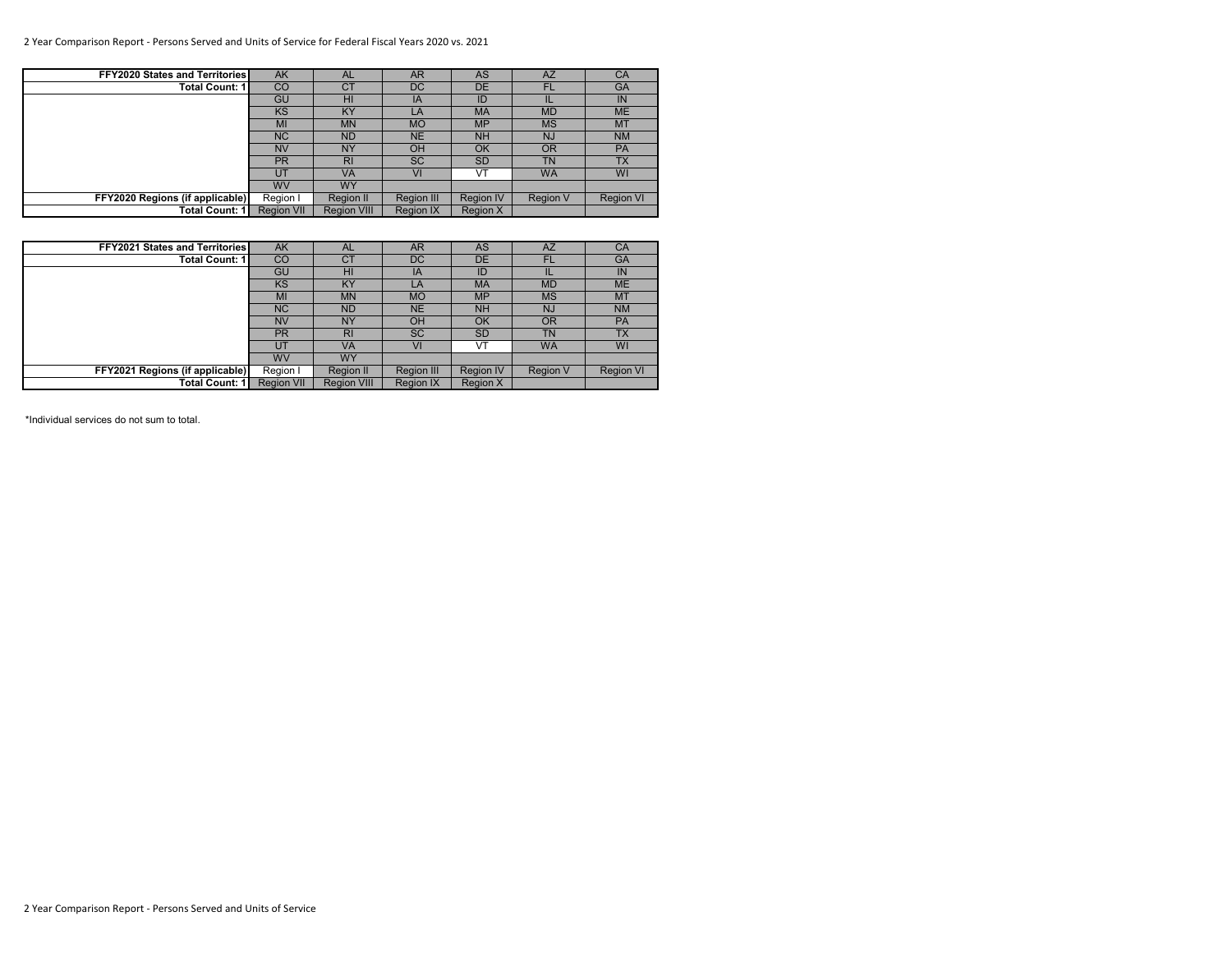2 Year Comparison Report - Persons Served and Units of Service for Federal Fiscal Years 2020 vs. 2021

| FFY2020 States and Territories | AK | AL | AR | AS | AZ | CA |
|---|---|---|---|---|---|---|
| Total Count: 1 | CO | CT | DC | DE | FL | GA |
| | GU | HI | IA | ID | IL | IN |
| | KS | KY | LA | MA | MD | ME |
| | MI | MN | MO | MP | MS | MT |
| | NC | ND | NE | NH | NJ | NM |
| | NV | NY | OH | OK | OR | PA |
| | PR | RI | SC | SD | TN | TX |
| | UT | VA | VI | VT | WA | WI |
| | WV | WY | | | | |
| FFY2020 Regions (if applicable) | Region I | Region II | Region III | Region IV | Region V | Region VI |
| Total Count: 1 | Region VII | Region VIII | Region IX | Region X | | |

| FFY2021 States and Territories | AK | AL | AR | AS | AZ | CA |
|---|---|---|---|---|---|---|
| Total Count: 1 | CO | CT | DC | DE | FL | GA |
| | GU | HI | IA | ID | IL | IN |
| | KS | KY | LA | MA | MD | ME |
| | MI | MN | MO | MP | MS | MT |
| | NC | ND | NE | NH | NJ | NM |
| | NV | NY | OH | OK | OR | PA |
| | PR | RI | SC | SD | TN | TX |
| | UT | VA | VI | VT | WA | WI |
| | WV | WY | | | | |
| FFY2021 Regions (if applicable) | Region I | Region II | Region III | Region IV | Region V | Region VI |
| Total Count: 1 | Region VII | Region VIII | Region IX | Region X | | |

*Individual services do not sum to total.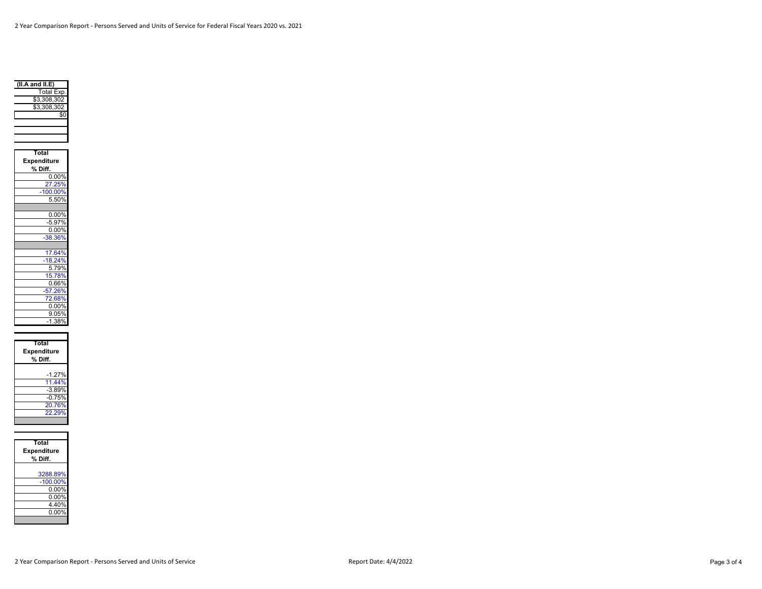2 Year Comparison Report - Persons Served and Units of Service for Federal Fiscal Years 2020 vs. 2021

| (II.A and II.E) |
|---|
| Total Exp. |
| $3,308,302 |
| $3,308,302 |
| $0 |
| |
| |
| |

| Total Expenditure % Diff. |
|---|
| 0.00% |
| 27.25% |
| -100.00% |
| 5.50% |
| |
| 0.00% |
| -5.97% |
| 0.00% |
| -38.36% |
| |
| 17.64% |
| -18.24% |
| 5.79% |
| 15.78% |
| 0.66% |
| -57.26% |
| 72.68% |
| 0.00% |
| 9.05% |
| -1.38% |

| Total Expenditure % Diff. |
|---|
| |
| -1.27% |
| 11.44% |
| -3.89% |
| -0.75% |
| 20.76% |
| 22.29% |
| |

| Total Expenditure % Diff. |
|---|
| |
| 3288.89% |
| -100.00% |
| 0.00% |
| 0.00% |
| 4.40% |
| 0.00% |
| |

Report Date: 4/4/2022